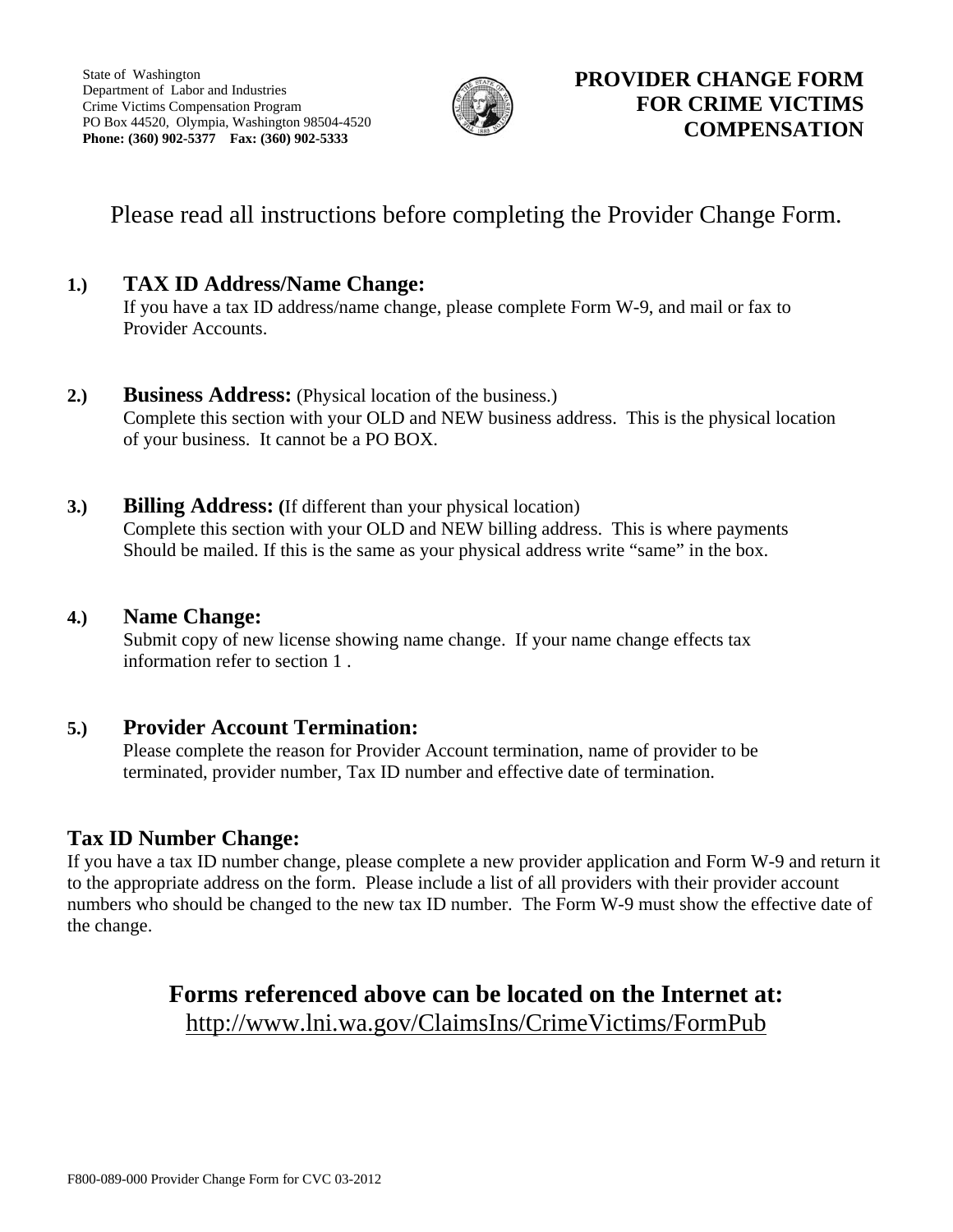State of Washington
Department of Labor and Industries
Crime Victims Compensation Program
PO Box 44520, Olympia, Washington 98504-4520
**Phone: (360) 902-5377 Fax: (360) 902-5333**

# PROVIDER CHANGE FORM FOR CRIME VICTIMS COMPENSATION

Please read all instructions before completing the Provider Change Form.

**1.) TAX ID Address/Name Change:**
If you have a tax ID address/name change, please complete Form W-9, and mail or fax to Provider Accounts.

**2.) Business Address:** (Physical location of the business.)
Complete this section with your OLD and NEW business address. This is the physical location of your business. It cannot be a PO BOX.

**3.) Billing Address: (**If different than your physical location)
Complete this section with your OLD and NEW billing address. This is where payments Should be mailed. If this is the same as your physical address write "same" in the box.

**4.) Name Change:**
Submit copy of new license showing name change. If your name change effects tax information refer to section 1 .

**5.) Provider Account Termination:**
Please complete the reason for Provider Account termination, name of provider to be terminated, provider number, Tax ID number and effective date of termination.

**Tax ID Number Change:**
If you have a tax ID number change, please complete a new provider application and Form W-9 and return it to the appropriate address on the form. Please include a list of all providers with their provider account numbers who should be changed to the new tax ID number. The Form W-9 must show the effective date of the change.

**Forms referenced above can be located on the Internet at:**
http://www.lni.wa.gov/ClaimsIns/CrimeVictims/FormPub

F800-089-000 Provider Change Form for CVC 03-2012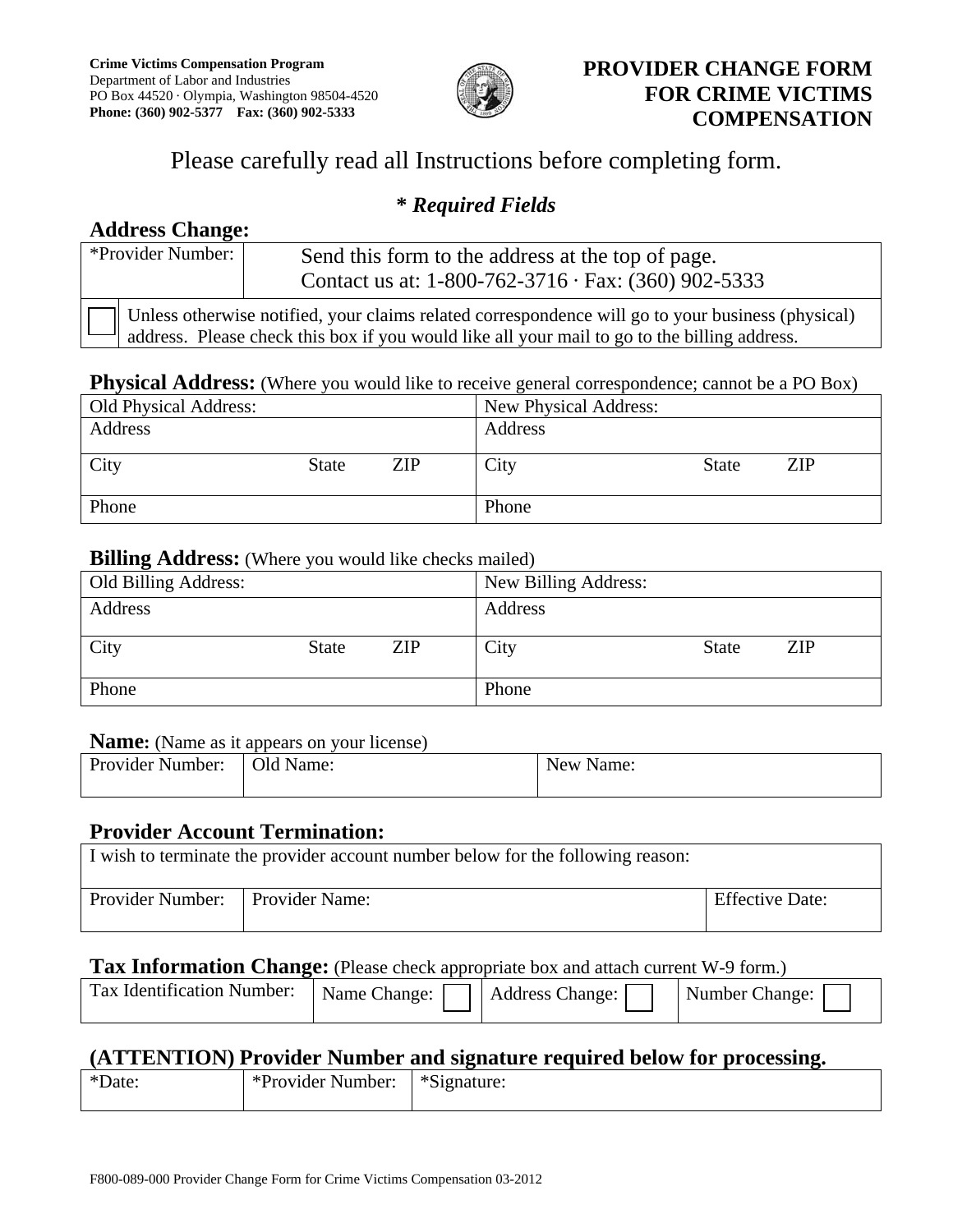**Crime Victims Compensation Program**
Department of Labor and Industries
PO Box 44520 · Olympia, Washington 98504-4520
**Phone: (360) 902-5377 Fax: (360) 902-5333**

# PROVIDER CHANGE FORM FOR CRIME VICTIMS COMPENSATION

Please carefully read all Instructions before completing form.

***\* Required Fields***

## Address Change:

| *Provider Number: | Send this form to the address at the top of page. Contact us at: 1-800-762-3716 · Fax: (360) 902-5333 |
|---|---|
| ☐ | Unless otherwise notified, your claims related correspondence will go to your business (physical) address. Please check this box if you would like all your mail to go to the billing address. |

**Physical Address:** (Where you would like to receive general correspondence; cannot be a PO Box)

| Old Physical Address: | New Physical Address: |
|---|---|
| Address | Address |
| City State ZIP | City State ZIP |
| Phone | Phone |

**Billing Address:** (Where you would like checks mailed)

| Old Billing Address: | New Billing Address: |
|---|---|
| Address | Address |
| City State ZIP | City State ZIP |
| Phone | Phone |

**Name:** (Name as it appears on your license)

| Provider Number: | Old Name: | New Name: |
|---|---|---|
| | | |

## Provider Account Termination:

| I wish to terminate the provider account number below for the following reason: | | |
|---|---|---|
| Provider Number: | Provider Name: | Effective Date: |

**Tax Information Change:** (Please check appropriate box and attach current W-9 form.)

| Tax Identification Number: | Name Change: ☐ | Address Change: ☐ | Number Change: ☐ |
|---|---|---|---|
| | | | |

## (ATTENTION) Provider Number and signature required below for processing.

| *Date: | *Provider Number: | *Signature: |
|---|---|---|
| | | |

F800-089-000 Provider Change Form for Crime Victims Compensation 03-2012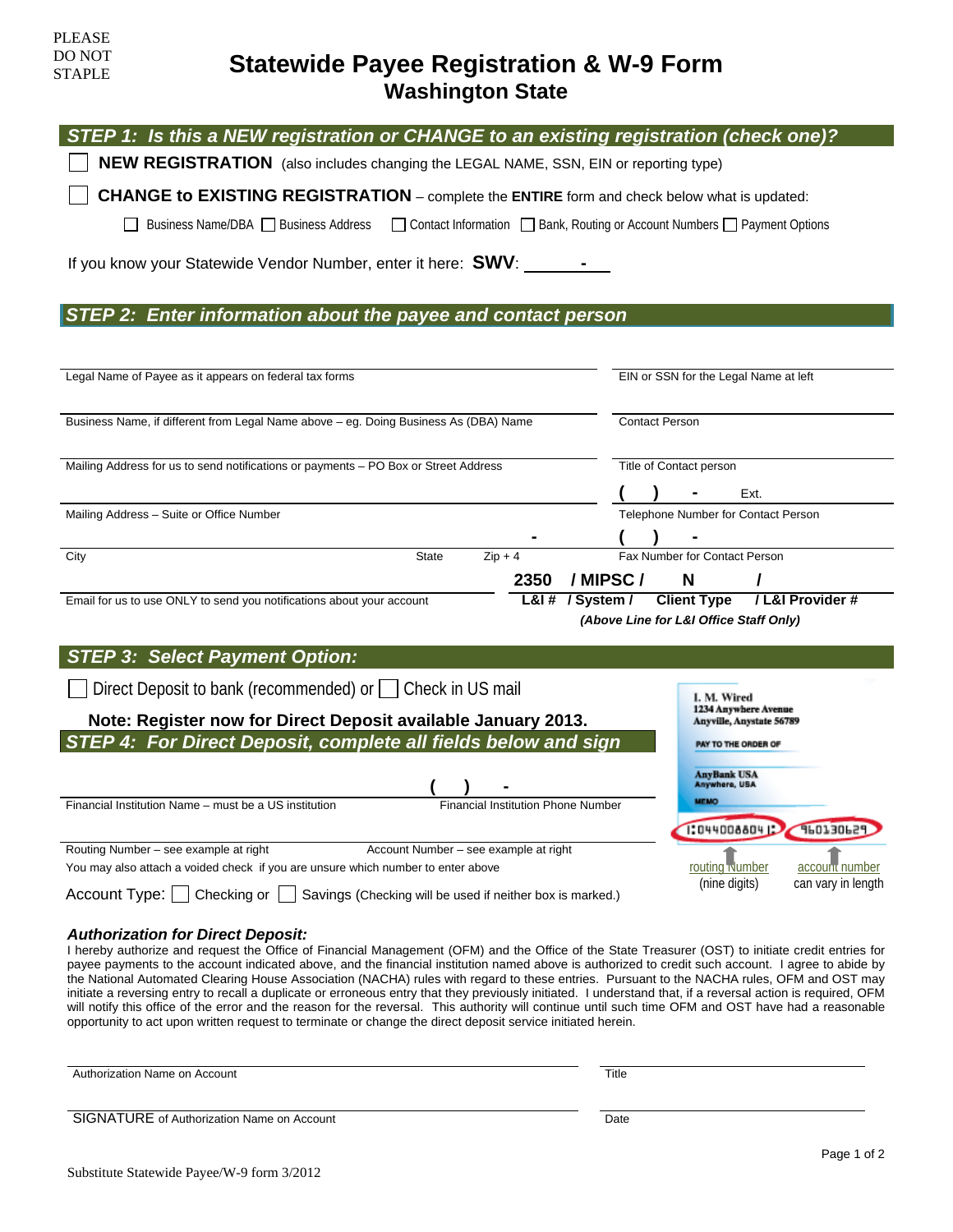PLEASE DO NOT STAPLE

# Statewide Payee Registration & W-9 Form
## Washington State

## STEP 1: Is this a NEW registration or CHANGE to an existing registration (check one)?

☐ **NEW REGISTRATION** (also includes changing the LEGAL NAME, SSN, EIN or reporting type)

☐ **CHANGE to EXISTING REGISTRATION** – complete the **ENTIRE** form and check below what is updated:

☐ Business Name/DBA ☐ Business Address ☐ Contact Information ☐ Bank, Routing or Account Numbers ☐ Payment Options

If you know your Statewide Vendor Number, enter it here: **SWV**: ______ - ______

## STEP 2: Enter information about the payee and contact person

Legal Name of Payee as it appears on federal tax forms

EIN or SSN for the Legal Name at left

Business Name, if different from Legal Name above – eg. Doing Business As (DBA) Name

Contact Person

Mailing Address for us to send notifications or payments – PO Box or Street Address

Title of Contact person

( ) - Ext.

Mailing Address – Suite or Office Number

Telephone Number for Contact Person

( ) -

City | State | Zip + 4

Fax Number for Contact Person

Email for us to use ONLY to send you notifications about your account

**2350 / MIPSC / N /**

**L&I # / System / Client Type / L&I Provider #**

***(Above Line for L&I Office Staff Only)***

## STEP 3: Select Payment Option:

☐ Direct Deposit to bank (recommended) or ☐ Check in US mail

**Note: Register now for Direct Deposit available January 2013.**

## STEP 4: For Direct Deposit, complete all fields below and sign

Financial Institution Name – must be a US institution

( ) -

Financial Institution Phone Number

Routing Number – see example at right

Account Number – see example at right

You may also attach a voided check if you are unsure which number to enter above

Account Type: ☐ Checking or ☐ Savings (Checking will be used if neither box is marked.)

I. M. Wired
1234 Anywhere Avenue
Anyville, Anystate 56789
PAY TO THE ORDER OF
AnyBank USA
Anywhere, USA
MEMO
:044008804: 960130629

routing number (nine digits) | account number can vary in length

### *Authorization for Direct Deposit:*

I hereby authorize and request the Office of Financial Management (OFM) and the Office of the State Treasurer (OST) to initiate credit entries for payee payments to the account indicated above, and the financial institution named above is authorized to credit such account. I agree to abide by the National Automated Clearing House Association (NACHA) rules with regard to these entries. Pursuant to the NACHA rules, OFM and OST may initiate a reversing entry to recall a duplicate or erroneous entry that they previously initiated. I understand that, if a reversal action is required, OFM will notify this office of the error and the reason for the reversal. This authority will continue until such time OFM and OST have had a reasonable opportunity to act upon written request to terminate or change the direct deposit service initiated herein.

Authorization Name on Account | Title

SIGNATURE of Authorization Name on Account | Date

Substitute Statewide Payee/W-9 form 3/2012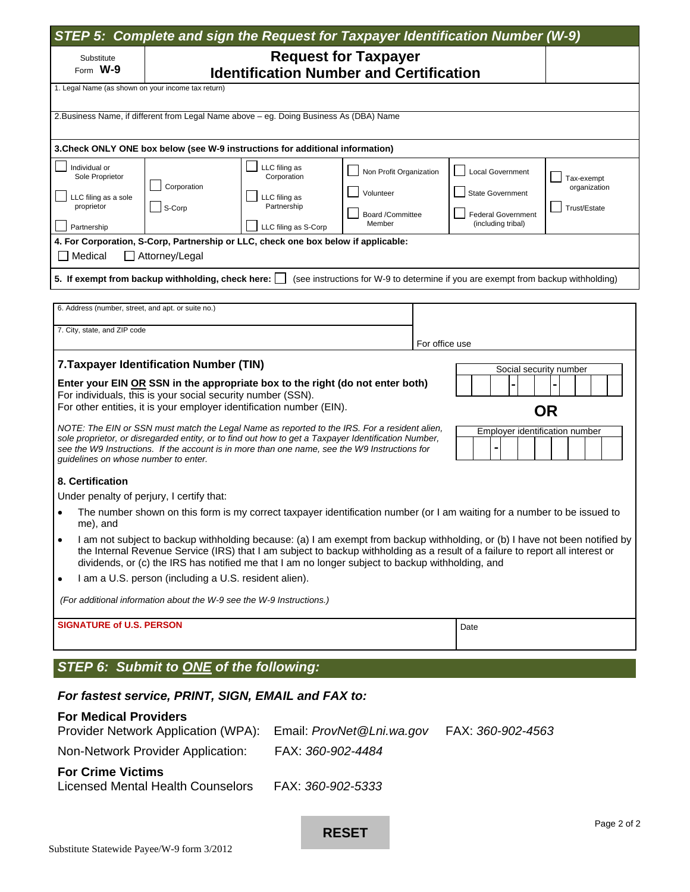## STEP 5: Complete and sign the Request for Taxpayer Identification Number (W-9)

Substitute Form **W-9**

# Request for Taxpayer Identification Number and Certification

1. Legal Name (as shown on your income tax return)

2. Business Name, if different from Legal Name above – eg. Doing Business As (DBA) Name

**3. Check ONLY ONE box below (see W-9 instructions for additional information)**

| | | | | | |
|---|---|---|---|---|---|
| ☐ Individual or Sole Proprietor | ☐ Corporation | ☐ LLC filing as Corporation | ☐ Non Profit Organization | ☐ Local Government | ☐ Tax-exempt organization |
| ☐ LLC filing as a sole proprietor | ☐ S-Corp | ☐ LLC filing as Partnership | ☐ Volunteer | ☐ State Government | ☐ Trust/Estate |
| ☐ Partnership | | ☐ LLC filing as S-Corp | ☐ Board /Committee Member | ☐ Federal Government (including tribal) | |

**4. For Corporation, S-Corp, Partnership or LLC, check one box below if applicable:**

☐ Medical ☐ Attorney/Legal

**5. If exempt from backup withholding, check here:** ☐ (see instructions for W-9 to determine if you are exempt from backup withholding)

6. Address (number, street, and apt. or suite no.)

7. City, state, and ZIP code

For office use

### 7. Taxpayer Identification Number (TIN)

**Enter your EIN OR SSN in the appropriate box to the right (do not enter both)**
For individuals, this is your social security number (SSN).
For other entities, it is your employer identification number (EIN).

*NOTE: The EIN or SSN must match the Legal Name as reported to the IRS. For a resident alien, sole proprietor, or disregarded entity, or to find out how to get a Taxpayer Identification Number, see the W9 Instructions. If the account is in more than one name, see the W9 Instructions for guidelines on whose number to enter.*

Social security number: ___ - __ - ____

**OR**

Employer identification number: __ - _______

### 8. Certification

Under penalty of perjury, I certify that:

- The number shown on this form is my correct taxpayer identification number (or I am waiting for a number to be issued to me), and
- I am not subject to backup withholding because: (a) I am exempt from backup withholding, or (b) I have not been notified by the Internal Revenue Service (IRS) that I am subject to backup withholding as a result of a failure to report all interest or dividends, or (c) the IRS has notified me that I am no longer subject to backup withholding, and
- I am a U.S. person (including a U.S. resident alien).

*(For additional information about the W-9 see the W-9 Instructions.)*

**SIGNATURE of U.S. PERSON** | Date

## STEP 6: Submit to ONE of the following:

***For fastest service, PRINT, SIGN, EMAIL and FAX to:***

**For Medical Providers**

Provider Network Application (WPA): Email: *ProvNet@Lni.wa.gov* FAX: *360-902-4563*

Non-Network Provider Application: FAX: *360-902-4484*

**For Crime Victims**

Licensed Mental Health Counselors FAX: *360-902-5333*

**RESET**

Substitute Statewide Payee/W-9 form 3/2012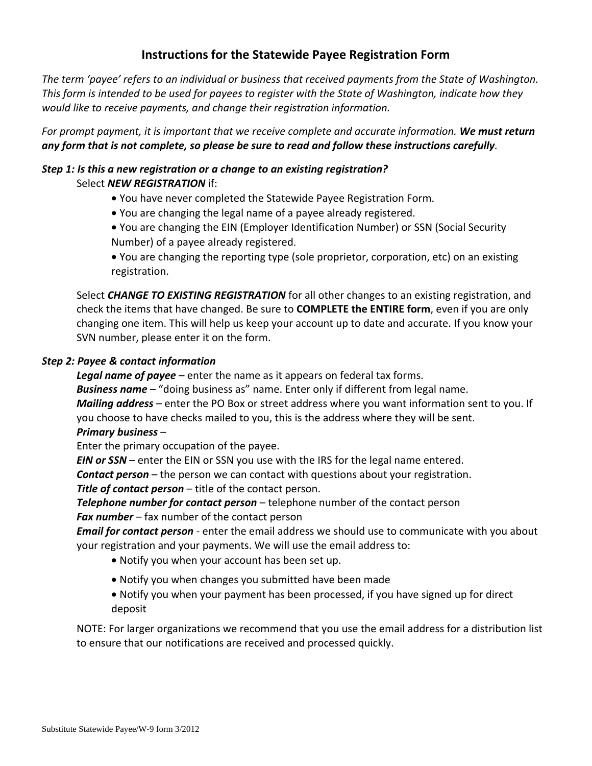# Instructions for the Statewide Payee Registration Form

*The term 'payee' refers to an individual or business that received payments from the State of Washington. This form is intended to be used for payees to register with the State of Washington, indicate how they would like to receive payments, and change their registration information.*

*For prompt payment, it is important that we receive complete and accurate information.* ***We must return any form that is not complete, so please be sure to read and follow these instructions carefully****.*

### *Step 1: Is this a new registration or a change to an existing registration?*

Select ***NEW REGISTRATION*** if:

- You have never completed the Statewide Payee Registration Form.
- You are changing the legal name of a payee already registered.
- You are changing the EIN (Employer Identification Number) or SSN (Social Security Number) of a payee already registered.
- You are changing the reporting type (sole proprietor, corporation, etc) on an existing registration.

Select ***CHANGE TO EXISTING REGISTRATION*** for all other changes to an existing registration, and check the items that have changed. Be sure to **COMPLETE the ENTIRE form**, even if you are only changing one item. This will help us keep your account up to date and accurate. If you know your SVN number, please enter it on the form.

### *Step 2: Payee & contact information*

***Legal name of payee*** – enter the name as it appears on federal tax forms.
***Business name*** – "doing business as" name. Enter only if different from legal name.
***Mailing address*** – enter the PO Box or street address where you want information sent to you. If you choose to have checks mailed to you, this is the address where they will be sent.
***Primary business*** –
Enter the primary occupation of the payee.
***EIN or SSN*** – enter the EIN or SSN you use with the IRS for the legal name entered.
***Contact person*** – the person we can contact with questions about your registration.
***Title of contact person*** – title of the contact person.
***Telephone number for contact person*** – telephone number of the contact person
***Fax number*** – fax number of the contact person
***Email for contact person*** - enter the email address we should use to communicate with you about your registration and your payments. We will use the email address to:

- Notify you when your account has been set up.
- Notify you when changes you submitted have been made
- Notify you when your payment has been processed, if you have signed up for direct deposit

NOTE: For larger organizations we recommend that you use the email address for a distribution list to ensure that our notifications are received and processed quickly.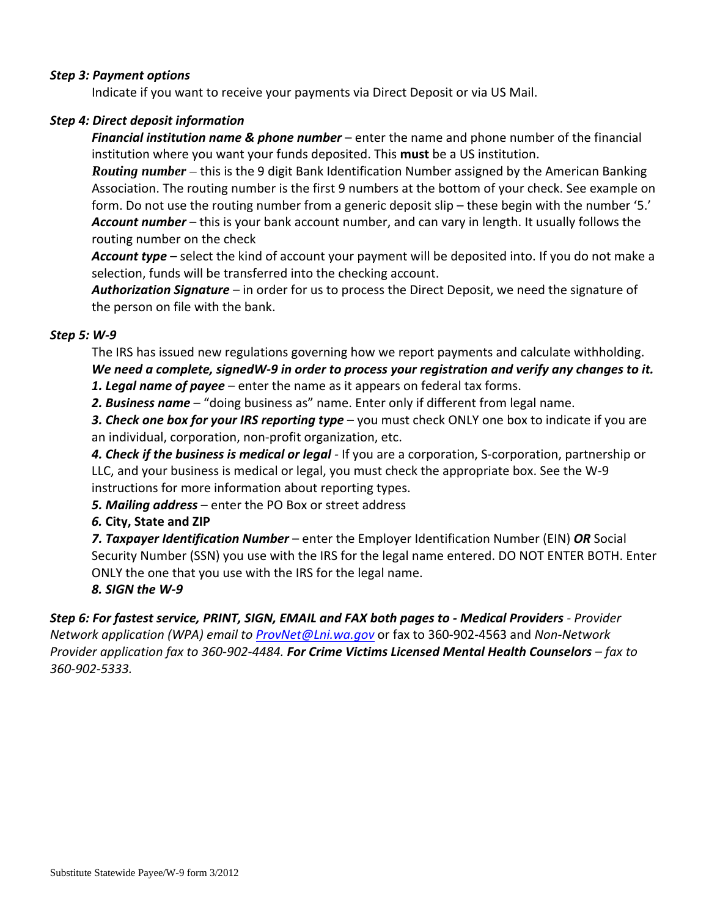***Step 3: Payment options***

Indicate if you want to receive your payments via Direct Deposit or via US Mail.

***Step 4: Direct deposit information***

***Financial institution name & phone number*** – enter the name and phone number of the financial institution where you want your funds deposited. This **must** be a US institution.

***Routing number*** – this is the 9 digit Bank Identification Number assigned by the American Banking Association. The routing number is the first 9 numbers at the bottom of your check. See example on form. Do not use the routing number from a generic deposit slip – these begin with the number '5.'

***Account number*** – this is your bank account number, and can vary in length. It usually follows the routing number on the check

***Account type*** – select the kind of account your payment will be deposited into. If you do not make a selection, funds will be transferred into the checking account.

***Authorization Signature*** – in order for us to process the Direct Deposit, we need the signature of the person on file with the bank.

***Step 5: W-9***

The IRS has issued new regulations governing how we report payments and calculate withholding.

***We need a complete, signedW-9 in order to process your registration and verify any changes to it.***

***1. Legal name of payee*** – enter the name as it appears on federal tax forms.

***2. Business name*** – "doing business as" name. Enter only if different from legal name.

***3. Check one box for your IRS reporting type*** – you must check ONLY one box to indicate if you are an individual, corporation, non-profit organization, etc.

***4. Check if the business is medical or legal*** - If you are a corporation, S-corporation, partnership or LLC, and your business is medical or legal, you must check the appropriate box. See the W-9 instructions for more information about reporting types.

***5. Mailing address*** – enter the PO Box or street address

***6.* City, State and ZIP**

***7. Taxpayer Identification Number*** – enter the Employer Identification Number (EIN) ***OR*** Social Security Number (SSN) you use with the IRS for the legal name entered. DO NOT ENTER BOTH. Enter ONLY the one that you use with the IRS for the legal name.

***8. SIGN the W-9***

***Step 6: For fastest service, PRINT, SIGN, EMAIL and FAX both pages to - Medical Providers*** *- Provider Network application (WPA) email to* [ProvNet@Lni.wa.gov](mailto:ProvNet@Lni.wa.gov) or fax to 360-902-4563 and *Non-Network Provider application fax to 360-902-4484.* ***For Crime Victims Licensed Mental Health Counselors*** *– fax to 360-902-5333.*

Substitute Statewide Payee/W-9 form 3/2012